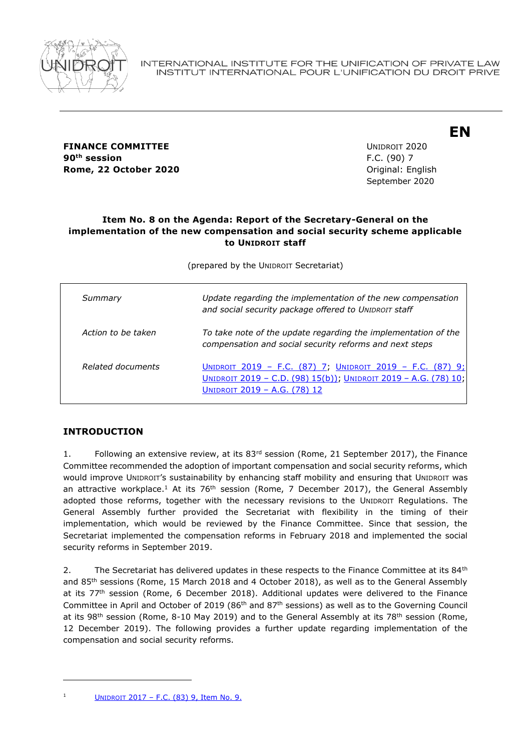INTERNATIONAL INSTITUTE FOR THE UNIFICATION OF PRIVATE LAW
INSTITUT INTERNATIONAL POUR L'UNIFICATION DU DROIT PRIVE

**EN**

**FINANCE COMMITTEE**
**90th session**
**Rome, 22 October 2020**

UNIDROIT 2020
F.C. (90) 7
Original: English
September 2020

**Item No. 8 on the Agenda: Report of the Secretary-General on the implementation of the new compensation and social security scheme applicable to UNIDROIT staff**

(prepared by the UNIDROIT Secretariat)

| | |
|---|---|
| *Summary* | *Update regarding the implementation of the new compensation and social security package offered to UNIDROIT staff* |
| *Action to be taken* | *To take note of the update regarding the implementation of the compensation and social security reforms and next steps* |
| *Related documents* | UNIDROIT 2019 – F.C. (87) 7; UNIDROIT 2019 – F.C. (87) 9; UNIDROIT 2019 – C.D. (98) 15(b)); UNIDROIT 2019 – A.G. (78) 10; UNIDROIT 2019 – A.G. (78) 12 |

## INTRODUCTION

1. Following an extensive review, at its 83rd session (Rome, 21 September 2017), the Finance Committee recommended the adoption of important compensation and social security reforms, which would improve UNIDROIT's sustainability by enhancing staff mobility and ensuring that UNIDROIT was an attractive workplace.[1] At its 76th session (Rome, 7 December 2017), the General Assembly adopted those reforms, together with the necessary revisions to the UNIDROIT Regulations. The General Assembly further provided the Secretariat with flexibility in the timing of their implementation, which would be reviewed by the Finance Committee. Since that session, the Secretariat implemented the compensation reforms in February 2018 and implemented the social security reforms in September 2019.

2. The Secretariat has delivered updates in these respects to the Finance Committee at its 84th and 85th sessions (Rome, 15 March 2018 and 4 October 2018), as well as to the General Assembly at its 77th session (Rome, 6 December 2018). Additional updates were delivered to the Finance Committee in April and October of 2019 (86th and 87th sessions) as well as to the Governing Council at its 98th session (Rome, 8-10 May 2019) and to the General Assembly at its 78th session (Rome, 12 December 2019). The following provides a further update regarding implementation of the compensation and social security reforms.

[1] UNIDROIT 2017 – F.C. (83) 9, Item No. 9.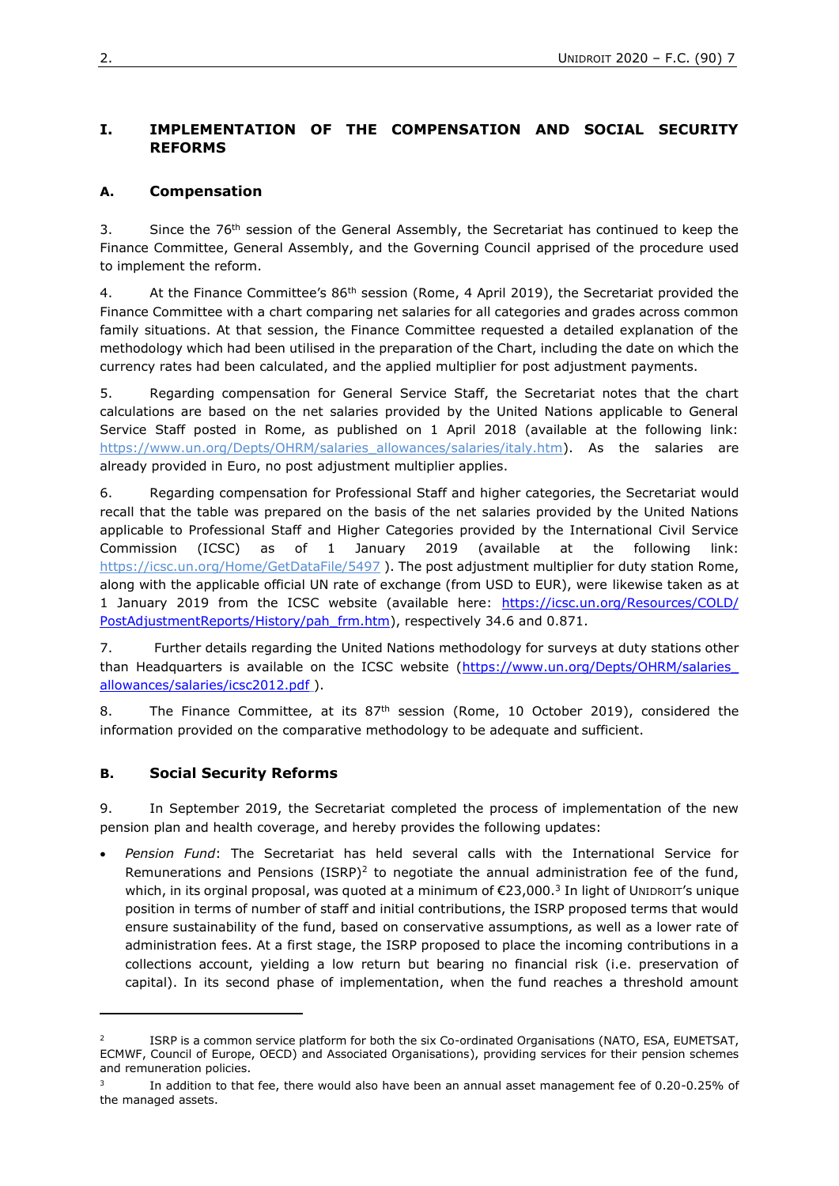# I. IMPLEMENTATION OF THE COMPENSATION AND SOCIAL SECURITY REFORMS

## A. Compensation

3. Since the 76th session of the General Assembly, the Secretariat has continued to keep the Finance Committee, General Assembly, and the Governing Council apprised of the procedure used to implement the reform.

4. At the Finance Committee's 86th session (Rome, 4 April 2019), the Secretariat provided the Finance Committee with a chart comparing net salaries for all categories and grades across common family situations. At that session, the Finance Committee requested a detailed explanation of the methodology which had been utilised in the preparation of the Chart, including the date on which the currency rates had been calculated, and the applied multiplier for post adjustment payments.

5. Regarding compensation for General Service Staff, the Secretariat notes that the chart calculations are based on the net salaries provided by the United Nations applicable to General Service Staff posted in Rome, as published on 1 April 2018 (available at the following link: https://www.un.org/Depts/OHRM/salaries_allowances/salaries/italy.htm). As the salaries are already provided in Euro, no post adjustment multiplier applies.

6. Regarding compensation for Professional Staff and higher categories, the Secretariat would recall that the table was prepared on the basis of the net salaries provided by the United Nations applicable to Professional Staff and Higher Categories provided by the International Civil Service Commission (ICSC) as of 1 January 2019 (available at the following link: https://icsc.un.org/Home/GetDataFile/5497 ). The post adjustment multiplier for duty station Rome, along with the applicable official UN rate of exchange (from USD to EUR), were likewise taken as at 1 January 2019 from the ICSC website (available here: https://icsc.un.org/Resources/COLD/PostAdjustmentReports/History/pah_frm.htm), respectively 34.6 and 0.871.

7. Further details regarding the United Nations methodology for surveys at duty stations other than Headquarters is available on the ICSC website (https://www.un.org/Depts/OHRM/salaries_allowances/salaries/icsc2012.pdf ).

8. The Finance Committee, at its 87th session (Rome, 10 October 2019), considered the information provided on the comparative methodology to be adequate and sufficient.

## B. Social Security Reforms

9. In September 2019, the Secretariat completed the process of implementation of the new pension plan and health coverage, and hereby provides the following updates:

- *Pension Fund*: The Secretariat has held several calls with the International Service for Remunerations and Pensions (ISRP)[2] to negotiate the annual administration fee of the fund, which, in its orginal proposal, was quoted at a minimum of €23,000.[3] In light of UNIDROIT's unique position in terms of number of staff and initial contributions, the ISRP proposed terms that would ensure sustainability of the fund, based on conservative assumptions, as well as a lower rate of administration fees. At a first stage, the ISRP proposed to place the incoming contributions in a collections account, yielding a low return but bearing no financial risk (i.e. preservation of capital). In its second phase of implementation, when the fund reaches a threshold amount

---

[2] ISRP is a common service platform for both the six Co-ordinated Organisations (NATO, ESA, EUMETSAT, ECMWF, Council of Europe, OECD) and Associated Organisations), providing services for their pension schemes and remuneration policies.

[3] In addition to that fee, there would also have been an annual asset management fee of 0.20-0.25% of the managed assets.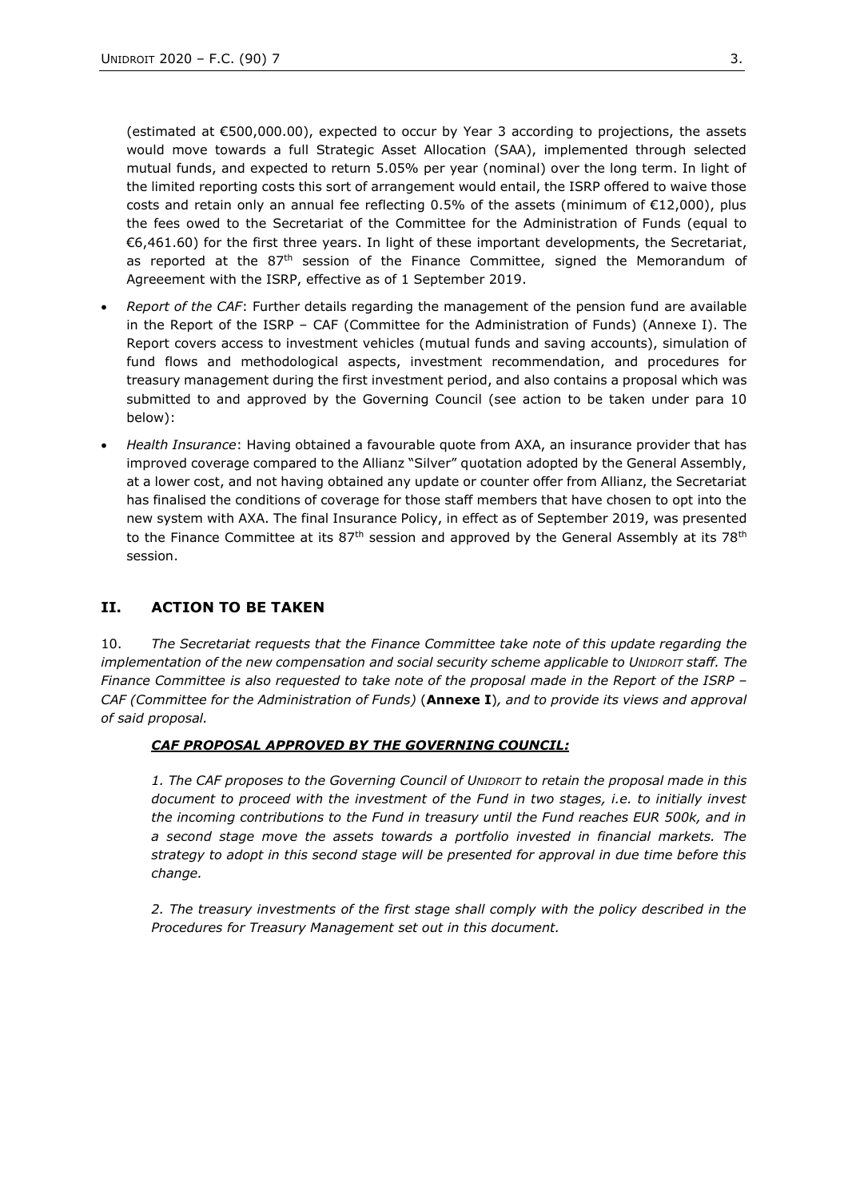(estimated at €500,000.00), expected to occur by Year 3 according to projections, the assets would move towards a full Strategic Asset Allocation (SAA), implemented through selected mutual funds, and expected to return 5.05% per year (nominal) over the long term. In light of the limited reporting costs this sort of arrangement would entail, the ISRP offered to waive those costs and retain only an annual fee reflecting 0.5% of the assets (minimum of €12,000), plus the fees owed to the Secretariat of the Committee for the Administration of Funds (equal to €6,461.60) for the first three years. In light of these important developments, the Secretariat, as reported at the 87th session of the Finance Committee, signed the Memorandum of Agreeement with the ISRP, effective as of 1 September 2019.

- *Report of the CAF*: Further details regarding the management of the pension fund are available in the Report of the ISRP – CAF (Committee for the Administration of Funds) (Annexe I). The Report covers access to investment vehicles (mutual funds and saving accounts), simulation of fund flows and methodological aspects, investment recommendation, and procedures for treasury management during the first investment period, and also contains a proposal which was submitted to and approved by the Governing Council (see action to be taken under para 10 below):
- *Health Insurance*: Having obtained a favourable quote from AXA, an insurance provider that has improved coverage compared to the Allianz "Silver" quotation adopted by the General Assembly, at a lower cost, and not having obtained any update or counter offer from Allianz, the Secretariat has finalised the conditions of coverage for those staff members that have chosen to opt into the new system with AXA. The final Insurance Policy, in effect as of September 2019, was presented to the Finance Committee at its 87th session and approved by the General Assembly at its 78th session.

## II. ACTION TO BE TAKEN

10. *The Secretariat requests that the Finance Committee take note of this update regarding the implementation of the new compensation and social security scheme applicable to UNIDROIT staff. The Finance Committee is also requested to take note of the proposal made in the Report of the ISRP – CAF (Committee for the Administration of Funds)* (**Annexe I**)*, and to provide its views and approval of said proposal.*

***CAF PROPOSAL APPROVED BY THE GOVERNING COUNCIL:***

*1. The CAF proposes to the Governing Council of UNIDROIT to retain the proposal made in this document to proceed with the investment of the Fund in two stages, i.e. to initially invest the incoming contributions to the Fund in treasury until the Fund reaches EUR 500k, and in a second stage move the assets towards a portfolio invested in financial markets. The strategy to adopt in this second stage will be presented for approval in due time before this change.*

*2. The treasury investments of the first stage shall comply with the policy described in the Procedures for Treasury Management set out in this document.*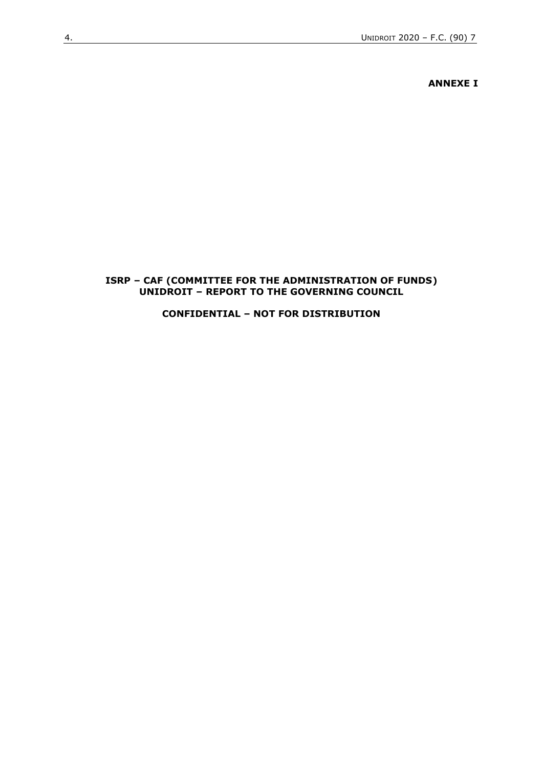**ANNEXE I**

**ISRP – CAF (COMMITTEE FOR THE ADMINISTRATION OF FUNDS)**
**UNIDROIT – REPORT TO THE GOVERNING COUNCIL**

**CONFIDENTIAL – NOT FOR DISTRIBUTION**